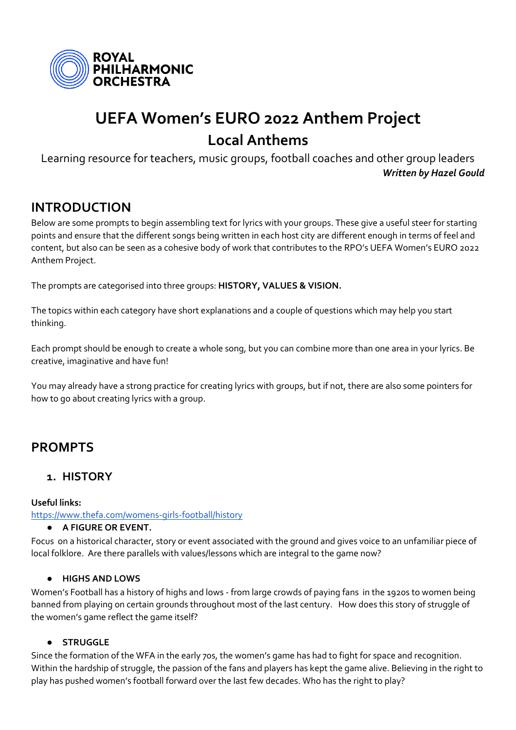ROYAL PHILHARMONIC ORCHESTRA

# UEFA Women's EURO 2022 Anthem Project

## Local Anthems

Learning resource for teachers, music groups, football coaches and other group leaders

***Written by Hazel Gould***

## INTRODUCTION

Below are some prompts to begin assembling text for lyrics with your groups. These give a useful steer for starting points and ensure that the different songs being written in each host city are different enough in terms of feel and content, but also can be seen as a cohesive body of work that contributes to the RPO's UEFA Women's EURO 2022 Anthem Project.

The prompts are categorised into three groups: **HISTORY, VALUES & VISION.**

The topics within each category have short explanations and a couple of questions which may help you start thinking.

Each prompt should be enough to create a whole song, but you can combine more than one area in your lyrics. Be creative, imaginative and have fun!

You may already have a strong practice for creating lyrics with groups, but if not, there are also some pointers for how to go about creating lyrics with a group.

## PROMPTS

### 1. HISTORY

**Useful links:**

https://www.thefa.com/womens-girls-football/history

- **A FIGURE OR EVENT.**

Focus on a historical character, story or event associated with the ground and gives voice to an unfamiliar piece of local folklore. Are there parallels with values/lessons which are integral to the game now?

- **HIGHS AND LOWS**

Women's Football has a history of highs and lows - from large crowds of paying fans in the 1920s to women being banned from playing on certain grounds throughout most of the last century. How does this story of struggle of the women's game reflect the game itself?

- **STRUGGLE**

Since the formation of the WFA in the early 70s, the women's game has had to fight for space and recognition. Within the hardship of struggle, the passion of the fans and players has kept the game alive. Believing in the right to play has pushed women's football forward over the last few decades. Who has the right to play?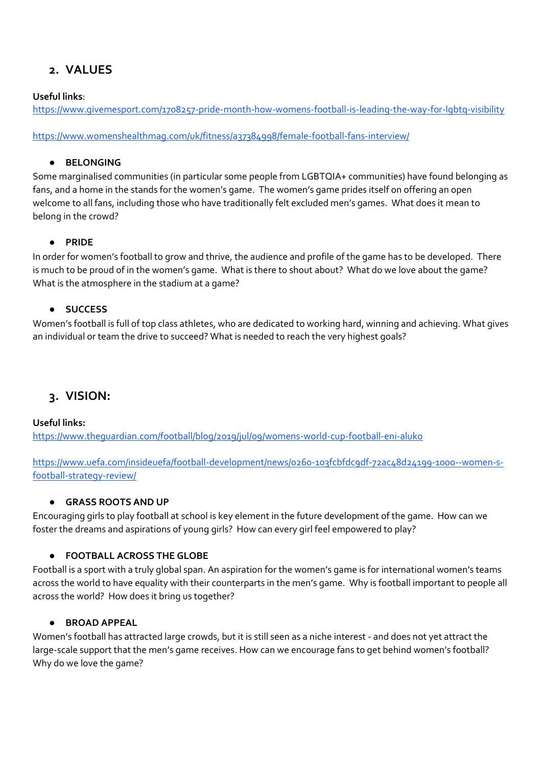## 2. VALUES

**Useful links**:
https://www.givemesport.com/1708257-pride-month-how-womens-football-is-leading-the-way-for-lgbtq-visibility

https://www.womenshealthmag.com/uk/fitness/a37384998/female-football-fans-interview/

- **BELONGING**

Some marginalised communities (in particular some people from LGBTQIA+ communities) have found belonging as fans, and a home in the stands for the women's game. The women's game prides itself on offering an open welcome to all fans, including those who have traditionally felt excluded men's games. What does it mean to belong in the crowd?

- **PRIDE**

In order for women's football to grow and thrive, the audience and profile of the game has to be developed. There is much to be proud of in the women's game. What is there to shout about? What do we love about the game? What is the atmosphere in the stadium at a game?

- **SUCCESS**

Women's football is full of top class athletes, who are dedicated to working hard, winning and achieving. What gives an individual or team the drive to succeed? What is needed to reach the very highest goals?

## 3. VISION:

**Useful links:**
https://www.theguardian.com/football/blog/2019/jul/09/womens-world-cup-football-eni-aluko

https://www.uefa.com/insideuefa/football-development/news/0260-103fcbfdc9df-72ac48d24199-1000--women-s-football-strategy-review/

- **GRASS ROOTS AND UP**

Encouraging girls to play football at school is key element in the future development of the game. How can we foster the dreams and aspirations of young girls? How can every girl feel empowered to play?

- **FOOTBALL ACROSS THE GLOBE**

Football is a sport with a truly global span. An aspiration for the women's game is for international women's teams across the world to have equality with their counterparts in the men's game. Why is football important to people all across the world? How does it bring us together?

- **BROAD APPEAL**

Women's football has attracted large crowds, but it is still seen as a niche interest - and does not yet attract the large-scale support that the men's game receives. How can we encourage fans to get behind women's football? Why do we love the game?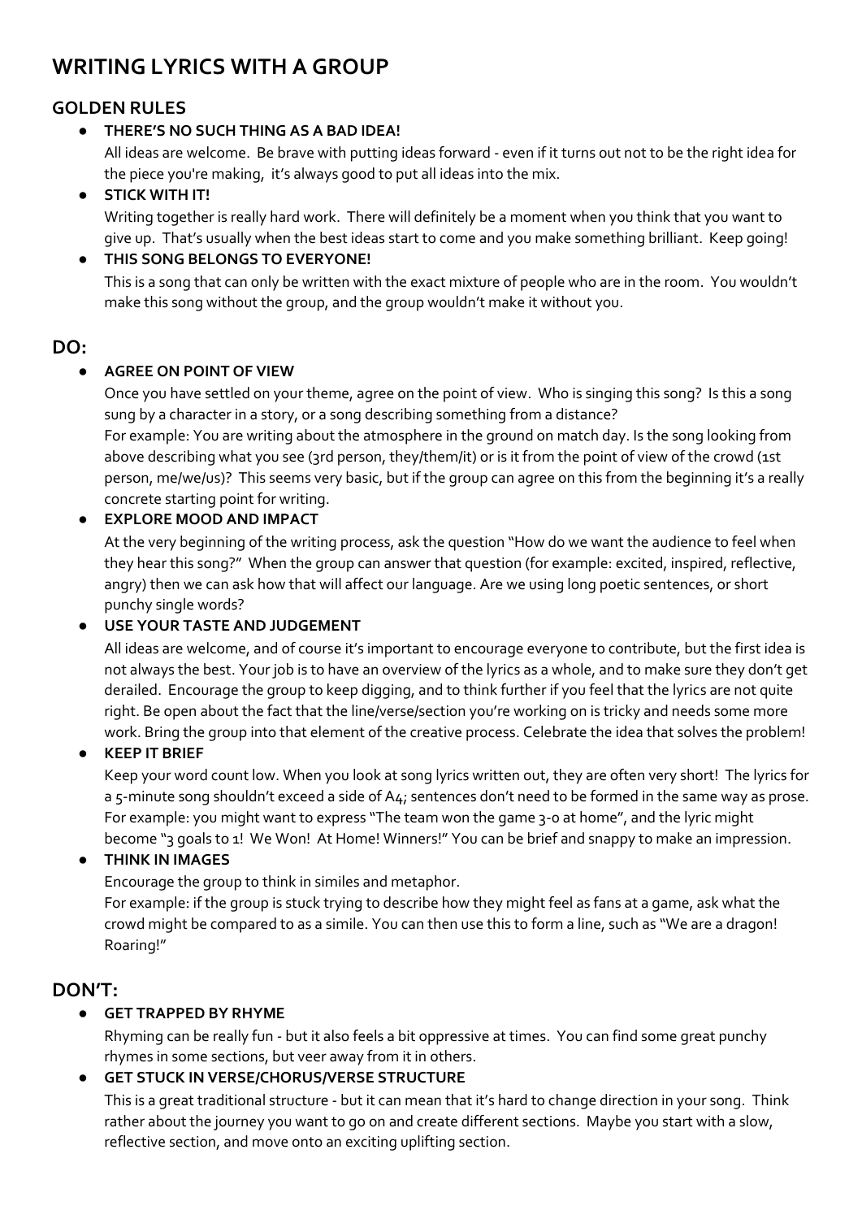# WRITING LYRICS WITH A GROUP

## GOLDEN RULES

- **THERE'S NO SUCH THING AS A BAD IDEA!**
  All ideas are welcome. Be brave with putting ideas forward - even if it turns out not to be the right idea for the piece you're making, it's always good to put all ideas into the mix.
- **STICK WITH IT!**
  Writing together is really hard work. There will definitely be a moment when you think that you want to give up. That's usually when the best ideas start to come and you make something brilliant. Keep going!
- **THIS SONG BELONGS TO EVERYONE!**
  This is a song that can only be written with the exact mixture of people who are in the room. You wouldn't make this song without the group, and the group wouldn't make it without you.

## DO:

- **AGREE ON POINT OF VIEW**
  Once you have settled on your theme, agree on the point of view. Who is singing this song? Is this a song sung by a character in a story, or a song describing something from a distance?
  For example: You are writing about the atmosphere in the ground on match day. Is the song looking from above describing what you see (3rd person, they/them/it) or is it from the point of view of the crowd (1st person, me/we/us)? This seems very basic, but if the group can agree on this from the beginning it's a really concrete starting point for writing.
- **EXPLORE MOOD AND IMPACT**
  At the very beginning of the writing process, ask the question "How do we want the audience to feel when they hear this song?" When the group can answer that question (for example: excited, inspired, reflective, angry) then we can ask how that will affect our language. Are we using long poetic sentences, or short punchy single words?
- **USE YOUR TASTE AND JUDGEMENT**
  All ideas are welcome, and of course it's important to encourage everyone to contribute, but the first idea is not always the best. Your job is to have an overview of the lyrics as a whole, and to make sure they don't get derailed. Encourage the group to keep digging, and to think further if you feel that the lyrics are not quite right. Be open about the fact that the line/verse/section you're working on is tricky and needs some more work. Bring the group into that element of the creative process. Celebrate the idea that solves the problem!
- **KEEP IT BRIEF**
  Keep your word count low. When you look at song lyrics written out, they are often very short! The lyrics for a 5-minute song shouldn't exceed a side of A4; sentences don't need to be formed in the same way as prose. For example: you might want to express "The team won the game 3-0 at home", and the lyric might become "3 goals to 1! We Won! At Home! Winners!" You can be brief and snappy to make an impression.
- **THINK IN IMAGES**
  Encourage the group to think in similes and metaphor.
  For example: if the group is stuck trying to describe how they might feel as fans at a game, ask what the crowd might be compared to as a simile. You can then use this to form a line, such as "We are a dragon! Roaring!"

## DON'T:

- **GET TRAPPED BY RHYME**
  Rhyming can be really fun - but it also feels a bit oppressive at times. You can find some great punchy rhymes in some sections, but veer away from it in others.
- **GET STUCK IN VERSE/CHORUS/VERSE STRUCTURE**
  This is a great traditional structure - but it can mean that it's hard to change direction in your song. Think rather about the journey you want to go on and create different sections. Maybe you start with a slow, reflective section, and move onto an exciting uplifting section.